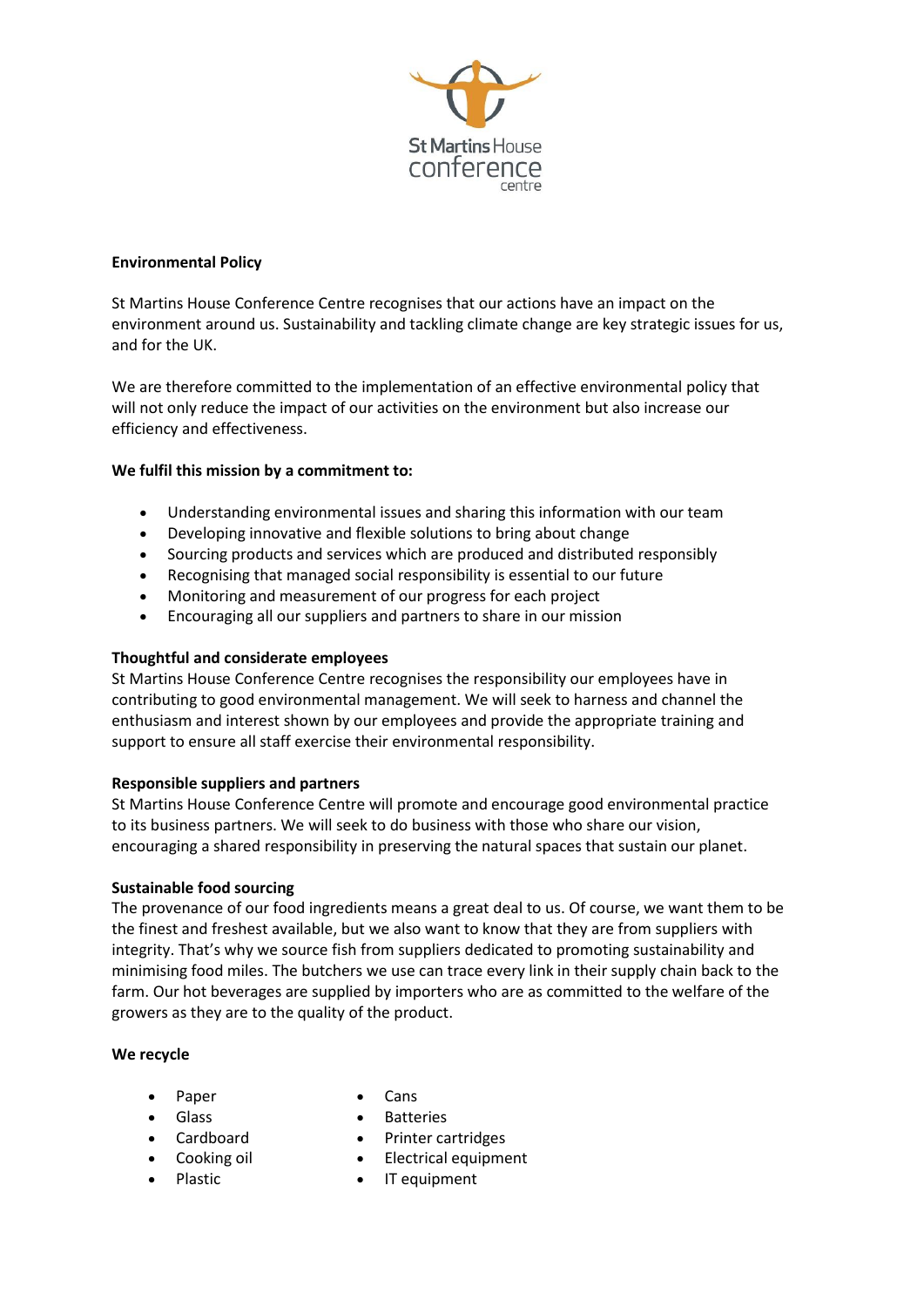St Martins House conference centre

**Environmental Policy**

St Martins House Conference Centre recognises that our actions have an impact on the environment around us. Sustainability and tackling climate change are key strategic issues for us, and for the UK.

We are therefore committed to the implementation of an effective environmental policy that will not only reduce the impact of our activities on the environment but also increase our efficiency and effectiveness.

**We fulfil this mission by a commitment to:**

- Understanding environmental issues and sharing this information with our team
- Developing innovative and flexible solutions to bring about change
- Sourcing products and services which are produced and distributed responsibly
- Recognising that managed social responsibility is essential to our future
- Monitoring and measurement of our progress for each project
- Encouraging all our suppliers and partners to share in our mission

**Thoughtful and considerate employees**

St Martins House Conference Centre recognises the responsibility our employees have in contributing to good environmental management. We will seek to harness and channel the enthusiasm and interest shown by our employees and provide the appropriate training and support to ensure all staff exercise their environmental responsibility.

**Responsible suppliers and partners**

St Martins House Conference Centre will promote and encourage good environmental practice to its business partners. We will seek to do business with those who share our vision, encouraging a shared responsibility in preserving the natural spaces that sustain our planet.

**Sustainable food sourcing**

The provenance of our food ingredients means a great deal to us. Of course, we want them to be the finest and freshest available, but we also want to know that they are from suppliers with integrity. That's why we source fish from suppliers dedicated to promoting sustainability and minimising food miles. The butchers we use can trace every link in their supply chain back to the farm. Our hot beverages are supplied by importers who are as committed to the welfare of the growers as they are to the quality of the product.

**We recycle**

- Paper
- Glass
- Cardboard
- Cooking oil
- Plastic
- Cans
- Batteries
- Printer cartridges
- Electrical equipment
- IT equipment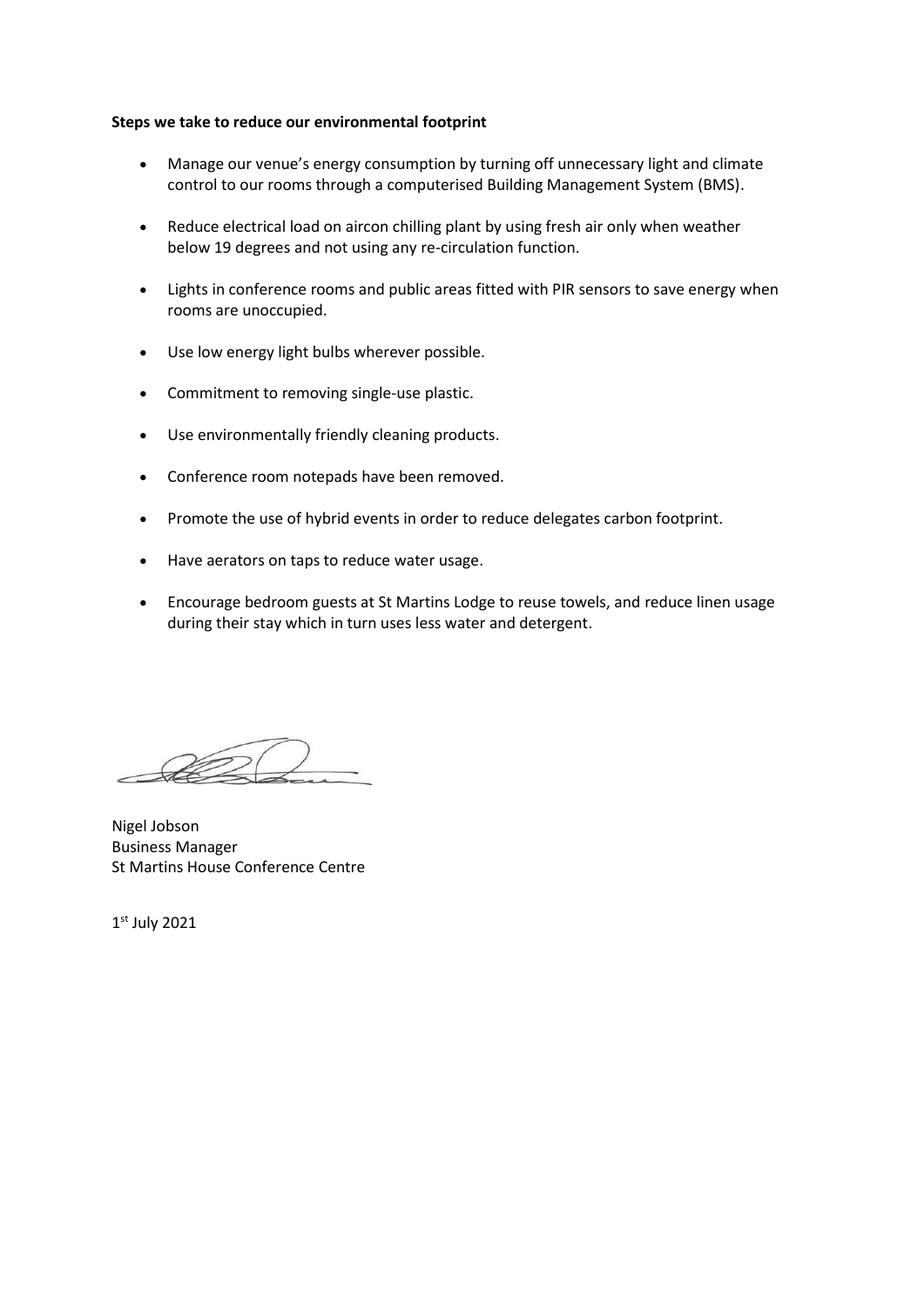**Steps we take to reduce our environmental footprint**

- Manage our venue's energy consumption by turning off unnecessary light and climate control to our rooms through a computerised Building Management System (BMS).
- Reduce electrical load on aircon chilling plant by using fresh air only when weather below 19 degrees and not using any re-circulation function.
- Lights in conference rooms and public areas fitted with PIR sensors to save energy when rooms are unoccupied.
- Use low energy light bulbs wherever possible.
- Commitment to removing single-use plastic.
- Use environmentally friendly cleaning products.
- Conference room notepads have been removed.
- Promote the use of hybrid events in order to reduce delegates carbon footprint.
- Have aerators on taps to reduce water usage.
- Encourage bedroom guests at St Martins Lodge to reuse towels, and reduce linen usage during their stay which in turn uses less water and detergent.

Nigel Jobson
Business Manager
St Martins House Conference Centre

1st July 2021